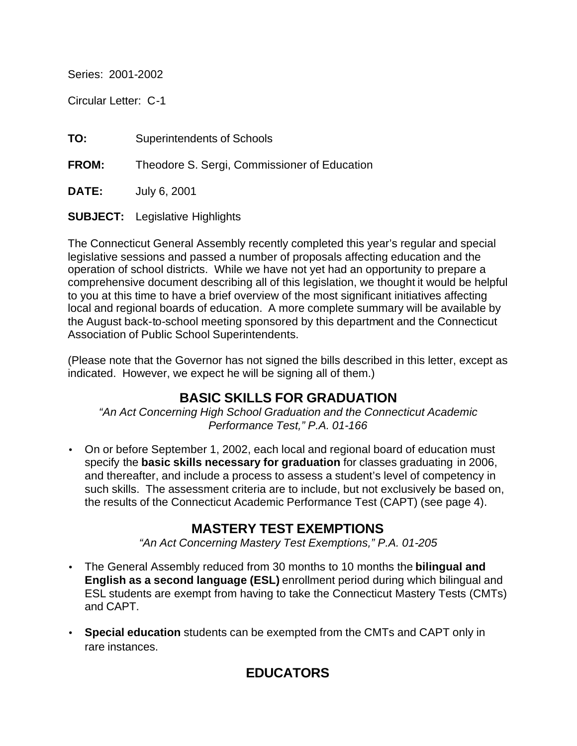Series: 2001-2002

Circular Letter: C-1

**TO:** Superintendents of Schools

**FROM:** Theodore S. Sergi, Commissioner of Education

**DATE:** July 6, 2001

**SUBJECT:** Legislative Highlights

The Connecticut General Assembly recently completed this year's regular and special legislative sessions and passed a number of proposals affecting education and the operation of school districts. While we have not yet had an opportunity to prepare a comprehensive document describing all of this legislation, we thought it would be helpful to you at this time to have a brief overview of the most significant initiatives affecting local and regional boards of education. A more complete summary will be available by the August back-to-school meeting sponsored by this department and the Connecticut Association of Public School Superintendents.

(Please note that the Governor has not signed the bills described in this letter, except as indicated. However, we expect he will be signing all of them.)

## BASIC SKILLS FOR GRADUATION

*"An Act Concerning High School Graduation and the Connecticut Academic Performance Test," P.A. 01-166*

- On or before September 1, 2002, each local and regional board of education must specify the **basic skills necessary for graduation** for classes graduating in 2006, and thereafter, and include a process to assess a student's level of competency in such skills. The assessment criteria are to include, but not exclusively be based on, the results of the Connecticut Academic Performance Test (CAPT) (see page 4).

## MASTERY TEST EXEMPTIONS

*"An Act Concerning Mastery Test Exemptions," P.A. 01-205*

- The General Assembly reduced from 30 months to 10 months the **bilingual and English as a second language (ESL)** enrollment period during which bilingual and ESL students are exempt from having to take the Connecticut Mastery Tests (CMTs) and CAPT.
- **Special education** students can be exempted from the CMTs and CAPT only in rare instances.

## EDUCATORS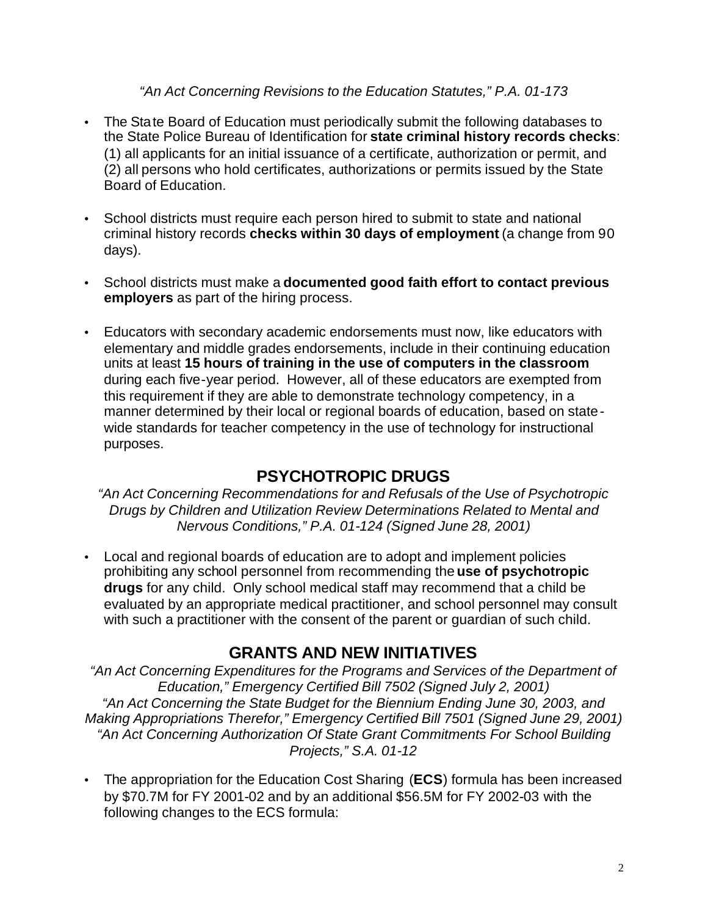*"An Act Concerning Revisions to the Education Statutes," P.A. 01-173*

- The State Board of Education must periodically submit the following databases to the State Police Bureau of Identification for **state criminal history records checks**: (1) all applicants for an initial issuance of a certificate, authorization or permit, and (2) all persons who hold certificates, authorizations or permits issued by the State Board of Education.
- School districts must require each person hired to submit to state and national criminal history records **checks within 30 days of employment** (a change from 90 days).
- School districts must make a **documented good faith effort to contact previous employers** as part of the hiring process.
- Educators with secondary academic endorsements must now, like educators with elementary and middle grades endorsements, include in their continuing education units at least **15 hours of training in the use of computers in the classroom** during each five-year period. However, all of these educators are exempted from this requirement if they are able to demonstrate technology competency, in a manner determined by their local or regional boards of education, based on state-wide standards for teacher competency in the use of technology for instructional purposes.

## PSYCHOTROPIC DRUGS

*"An Act Concerning Recommendations for and Refusals of the Use of Psychotropic Drugs by Children and Utilization Review Determinations Related to Mental and Nervous Conditions," P.A. 01-124 (Signed June 28, 2001)*

- Local and regional boards of education are to adopt and implement policies prohibiting any school personnel from recommending the **use of psychotropic drugs** for any child. Only school medical staff may recommend that a child be evaluated by an appropriate medical practitioner, and school personnel may consult with such a practitioner with the consent of the parent or guardian of such child.

## GRANTS AND NEW INITIATIVES

*"An Act Concerning Expenditures for the Programs and Services of the Department of Education," Emergency Certified Bill 7502 (Signed July 2, 2001)*
*"An Act Concerning the State Budget for the Biennium Ending June 30, 2003, and Making Appropriations Therefor," Emergency Certified Bill 7501 (Signed June 29, 2001)*
*"An Act Concerning Authorization Of State Grant Commitments For School Building Projects," S.A. 01-12*

- The appropriation for the Education Cost Sharing (**ECS**) formula has been increased by $70.7M for FY 2001-02 and by an additional $56.5M for FY 2002-03 with the following changes to the ECS formula: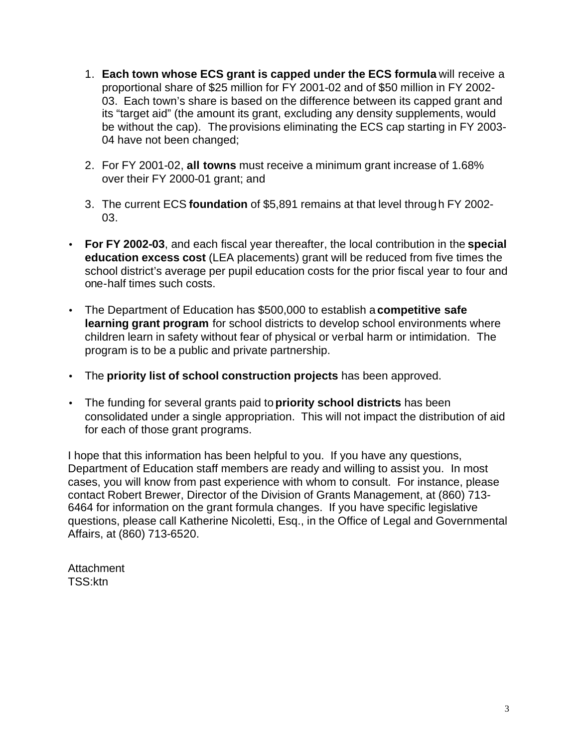1. **Each town whose ECS grant is capped under the ECS formula** will receive a proportional share of $25 million for FY 2001-02 and of $50 million in FY 2002-03. Each town's share is based on the difference between its capped grant and its "target aid" (the amount its grant, excluding any density supplements, would be without the cap). The provisions eliminating the ECS cap starting in FY 2003-04 have not been changed;

2. For FY 2001-02, **all towns** must receive a minimum grant increase of 1.68% over their FY 2000-01 grant; and

3. The current ECS **foundation** of $5,891 remains at that level through FY 2002-03.

- **For FY 2002-03**, and each fiscal year thereafter, the local contribution in the **special education excess cost** (LEA placements) grant will be reduced from five times the school district's average per pupil education costs for the prior fiscal year to four and one-half times such costs.

- The Department of Education has $500,000 to establish a **competitive safe learning grant program** for school districts to develop school environments where children learn in safety without fear of physical or verbal harm or intimidation. The program is to be a public and private partnership.

- The **priority list of school construction projects** has been approved.

- The funding for several grants paid to **priority school districts** has been consolidated under a single appropriation. This will not impact the distribution of aid for each of those grant programs.

I hope that this information has been helpful to you. If you have any questions, Department of Education staff members are ready and willing to assist you. In most cases, you will know from past experience with whom to consult. For instance, please contact Robert Brewer, Director of the Division of Grants Management, at (860) 713-6464 for information on the grant formula changes. If you have specific legislative questions, please call Katherine Nicoletti, Esq., in the Office of Legal and Governmental Affairs, at (860) 713-6520.

Attachment
TSS:ktn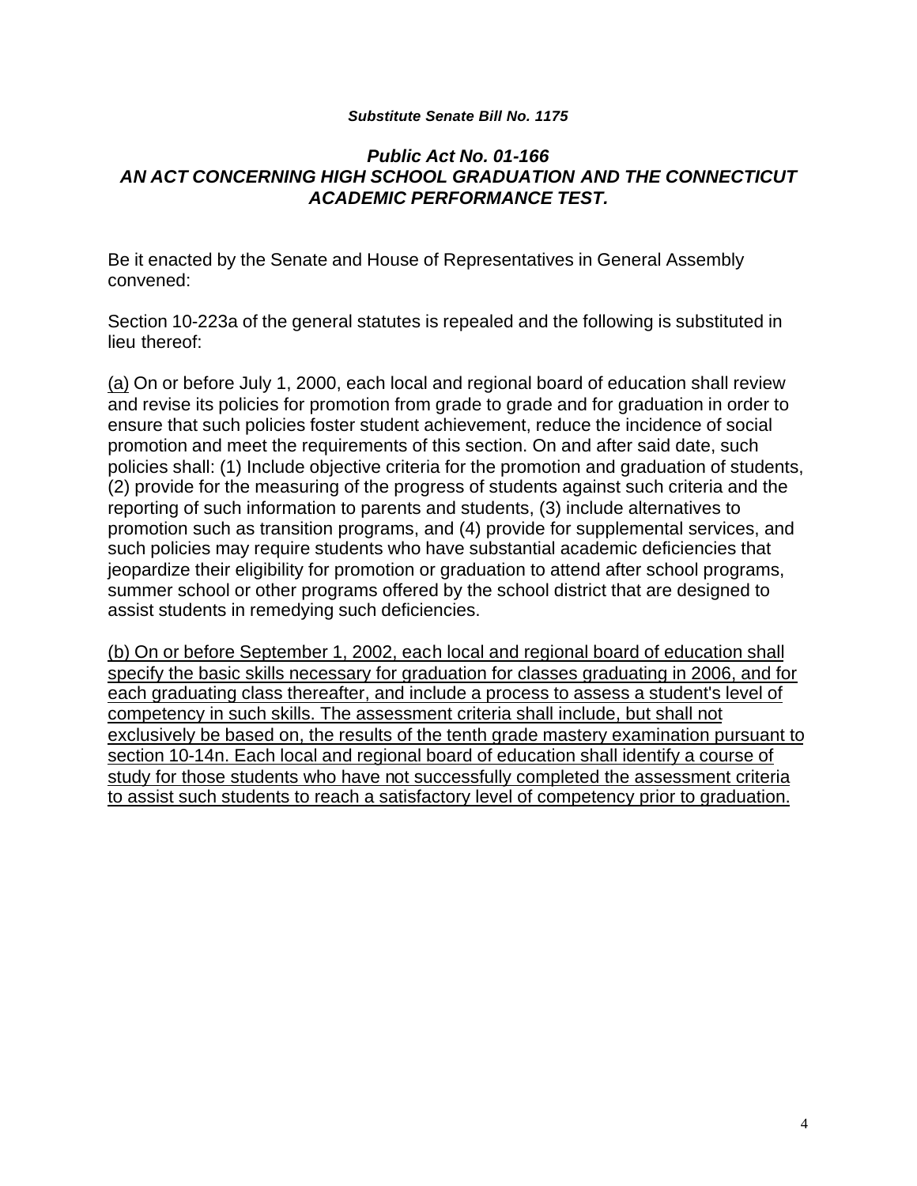***Substitute Senate Bill No. 1175***

## *Public Act No. 01-166*
## *AN ACT CONCERNING HIGH SCHOOL GRADUATION AND THE CONNECTICUT ACADEMIC PERFORMANCE TEST.*

Be it enacted by the Senate and House of Representatives in General Assembly convened:

Section 10-223a of the general statutes is repealed and the following is substituted in lieu thereof:

<u>(a)</u> On or before July 1, 2000, each local and regional board of education shall review and revise its policies for promotion from grade to grade and for graduation in order to ensure that such policies foster student achievement, reduce the incidence of social promotion and meet the requirements of this section. On and after said date, such policies shall: (1) Include objective criteria for the promotion and graduation of students, (2) provide for the measuring of the progress of students against such criteria and the reporting of such information to parents and students, (3) include alternatives to promotion such as transition programs, and (4) provide for supplemental services, and such policies may require students who have substantial academic deficiencies that jeopardize their eligibility for promotion or graduation to attend after school programs, summer school or other programs offered by the school district that are designed to assist students in remedying such deficiencies.

<u>(b) On or before September 1, 2002, each local and regional board of education shall specify the basic skills necessary for graduation for classes graduating in 2006, and for each graduating class thereafter, and include a process to assess a student's level of competency in such skills. The assessment criteria shall include, but shall not exclusively be based on, the results of the tenth grade mastery examination pursuant to section 10-14n. Each local and regional board of education shall identify a course of study for those students who have not successfully completed the assessment criteria to assist such students to reach a satisfactory level of competency prior to graduation.</u>